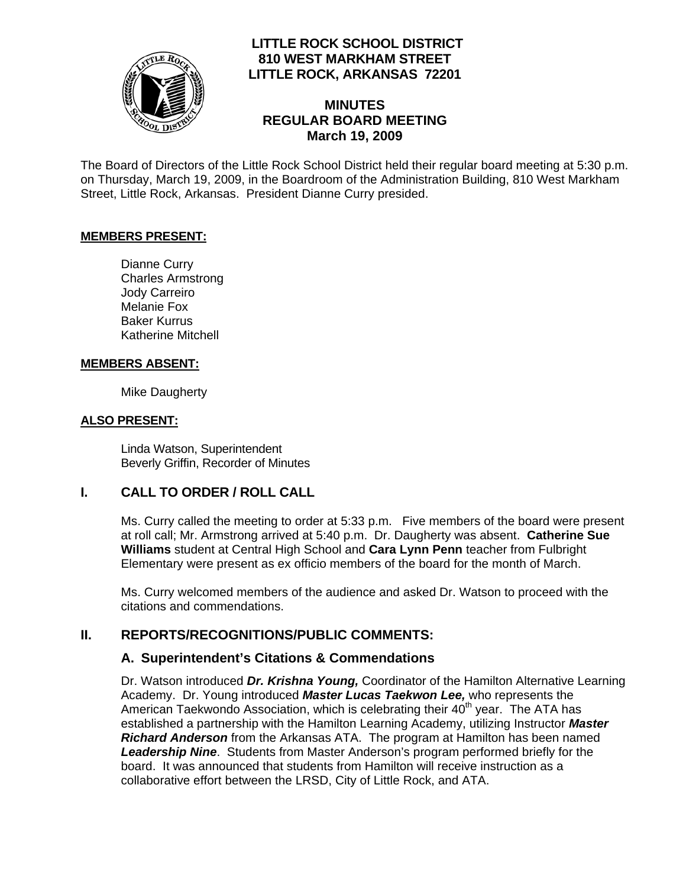# LITTLE ROCK SCHOOL DISTRICT
## 810 WEST MARKHAM STREET
## LITTLE ROCK, ARKANSAS 72201

## MINUTES
## REGULAR BOARD MEETING
## March 19, 2009

The Board of Directors of the Little Rock School District held their regular board meeting at 5:30 p.m. on Thursday, March 19, 2009, in the Boardroom of the Administration Building, 810 West Markham Street, Little Rock, Arkansas. President Dianne Curry presided.

**MEMBERS PRESENT:**

Dianne Curry
Charles Armstrong
Jody Carreiro
Melanie Fox
Baker Kurrus
Katherine Mitchell

**MEMBERS ABSENT:**

Mike Daugherty

**ALSO PRESENT:**

Linda Watson, Superintendent
Beverly Griffin, Recorder of Minutes

## I. CALL TO ORDER / ROLL CALL

Ms. Curry called the meeting to order at 5:33 p.m. Five members of the board were present at roll call; Mr. Armstrong arrived at 5:40 p.m. Dr. Daugherty was absent. **Catherine Sue Williams** student at Central High School and **Cara Lynn Penn** teacher from Fulbright Elementary were present as ex officio members of the board for the month of March.

Ms. Curry welcomed members of the audience and asked Dr. Watson to proceed with the citations and commendations.

## II. REPORTS/RECOGNITIONS/PUBLIC COMMENTS:

### A. Superintendent's Citations & Commendations

Dr. Watson introduced ***Dr. Krishna Young,*** Coordinator of the Hamilton Alternative Learning Academy. Dr. Young introduced ***Master Lucas Taekwon Lee,*** who represents the American Taekwondo Association, which is celebrating their 40th year. The ATA has established a partnership with the Hamilton Learning Academy, utilizing Instructor ***Master Richard Anderson*** from the Arkansas ATA. The program at Hamilton has been named ***Leadership Nine***. Students from Master Anderson's program performed briefly for the board. It was announced that students from Hamilton will receive instruction as a collaborative effort between the LRSD, City of Little Rock, and ATA.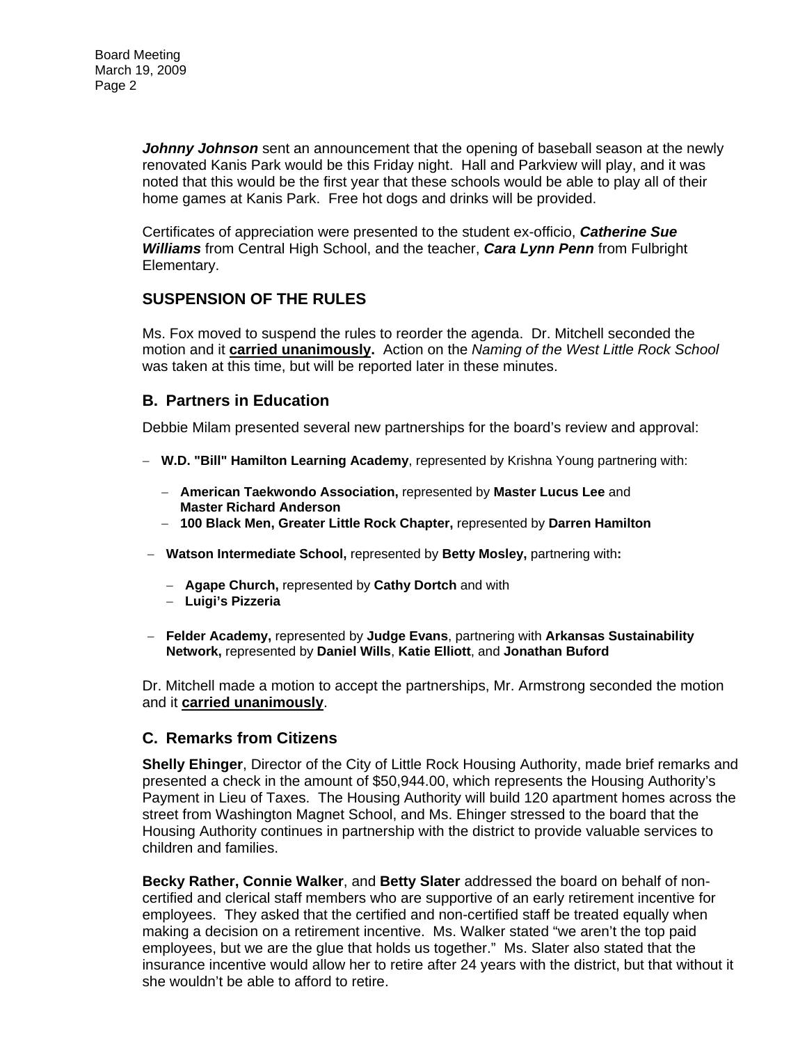***Johnny Johnson*** sent an announcement that the opening of baseball season at the newly renovated Kanis Park would be this Friday night. Hall and Parkview will play, and it was noted that this would be the first year that these schools would be able to play all of their home games at Kanis Park. Free hot dogs and drinks will be provided.

Certificates of appreciation were presented to the student ex-officio, ***Catherine Sue Williams*** from Central High School, and the teacher, ***Cara Lynn Penn*** from Fulbright Elementary.

## SUSPENSION OF THE RULES

Ms. Fox moved to suspend the rules to reorder the agenda. Dr. Mitchell seconded the motion and it **carried unanimously.** Action on the *Naming of the West Little Rock School* was taken at this time, but will be reported later in these minutes.

## B. Partners in Education

Debbie Milam presented several new partnerships for the board's review and approval:

- **W.D. "Bill" Hamilton Learning Academy**, represented by Krishna Young partnering with:
  - **American Taekwondo Association,** represented by **Master Lucus Lee** and **Master Richard Anderson**
  - **100 Black Men, Greater Little Rock Chapter,** represented by **Darren Hamilton**
- **Watson Intermediate School,** represented by **Betty Mosley,** partnering with**:**
  - **Agape Church,** represented by **Cathy Dortch** and with
  - **Luigi's Pizzeria**
- **Felder Academy,** represented by **Judge Evans**, partnering with **Arkansas Sustainability Network,** represented by **Daniel Wills**, **Katie Elliott**, and **Jonathan Buford**

Dr. Mitchell made a motion to accept the partnerships, Mr. Armstrong seconded the motion and it **carried unanimously**.

## C. Remarks from Citizens

**Shelly Ehinger**, Director of the City of Little Rock Housing Authority, made brief remarks and presented a check in the amount of $50,944.00, which represents the Housing Authority's Payment in Lieu of Taxes. The Housing Authority will build 120 apartment homes across the street from Washington Magnet School, and Ms. Ehinger stressed to the board that the Housing Authority continues in partnership with the district to provide valuable services to children and families.

**Becky Rather, Connie Walker**, and **Betty Slater** addressed the board on behalf of non-certified and clerical staff members who are supportive of an early retirement incentive for employees. They asked that the certified and non-certified staff be treated equally when making a decision on a retirement incentive. Ms. Walker stated "we aren't the top paid employees, but we are the glue that holds us together." Ms. Slater also stated that the insurance incentive would allow her to retire after 24 years with the district, but that without it she wouldn't be able to afford to retire.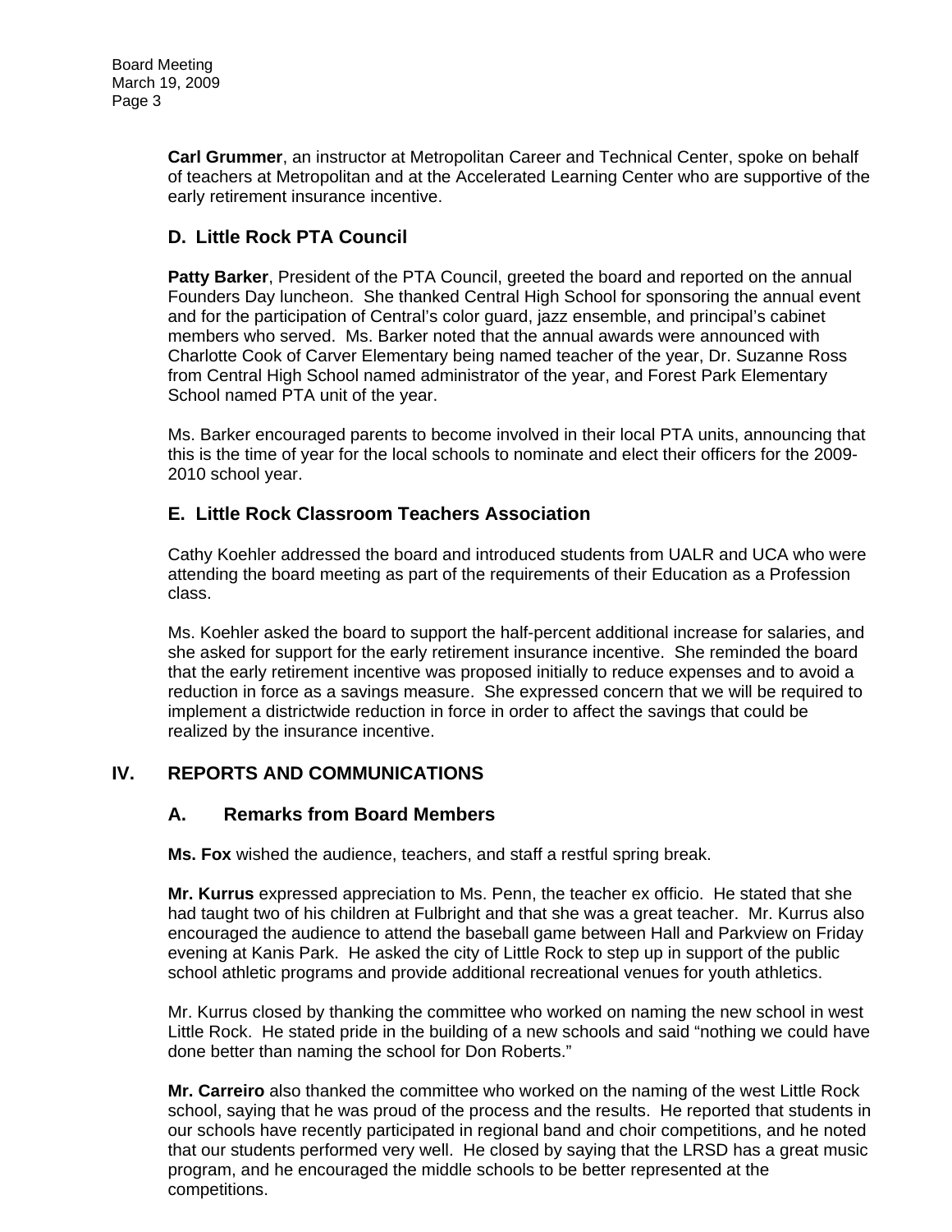**Carl Grummer**, an instructor at Metropolitan Career and Technical Center, spoke on behalf of teachers at Metropolitan and at the Accelerated Learning Center who are supportive of the early retirement insurance incentive.

### D. Little Rock PTA Council

**Patty Barker**, President of the PTA Council, greeted the board and reported on the annual Founders Day luncheon. She thanked Central High School for sponsoring the annual event and for the participation of Central's color guard, jazz ensemble, and principal's cabinet members who served. Ms. Barker noted that the annual awards were announced with Charlotte Cook of Carver Elementary being named teacher of the year, Dr. Suzanne Ross from Central High School named administrator of the year, and Forest Park Elementary School named PTA unit of the year.

Ms. Barker encouraged parents to become involved in their local PTA units, announcing that this is the time of year for the local schools to nominate and elect their officers for the 2009-2010 school year.

### E. Little Rock Classroom Teachers Association

Cathy Koehler addressed the board and introduced students from UALR and UCA who were attending the board meeting as part of the requirements of their Education as a Profession class.

Ms. Koehler asked the board to support the half-percent additional increase for salaries, and she asked for support for the early retirement insurance incentive. She reminded the board that the early retirement incentive was proposed initially to reduce expenses and to avoid a reduction in force as a savings measure. She expressed concern that we will be required to implement a districtwide reduction in force in order to affect the savings that could be realized by the insurance incentive.

## IV. REPORTS AND COMMUNICATIONS

### A. Remarks from Board Members

**Ms. Fox** wished the audience, teachers, and staff a restful spring break.

**Mr. Kurrus** expressed appreciation to Ms. Penn, the teacher ex officio. He stated that she had taught two of his children at Fulbright and that she was a great teacher. Mr. Kurrus also encouraged the audience to attend the baseball game between Hall and Parkview on Friday evening at Kanis Park. He asked the city of Little Rock to step up in support of the public school athletic programs and provide additional recreational venues for youth athletics.

Mr. Kurrus closed by thanking the committee who worked on naming the new school in west Little Rock. He stated pride in the building of a new schools and said "nothing we could have done better than naming the school for Don Roberts."

**Mr. Carreiro** also thanked the committee who worked on the naming of the west Little Rock school, saying that he was proud of the process and the results. He reported that students in our schools have recently participated in regional band and choir competitions, and he noted that our students performed very well. He closed by saying that the LRSD has a great music program, and he encouraged the middle schools to be better represented at the competitions.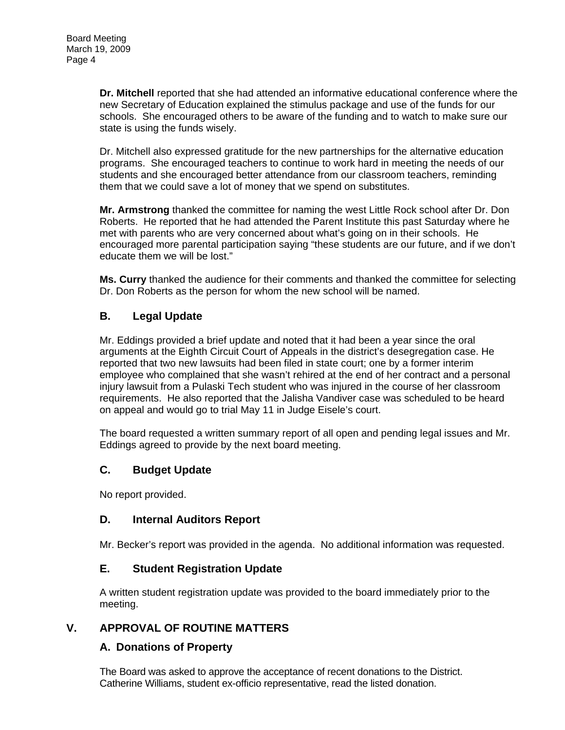**Dr. Mitchell** reported that she had attended an informative educational conference where the new Secretary of Education explained the stimulus package and use of the funds for our schools. She encouraged others to be aware of the funding and to watch to make sure our state is using the funds wisely.

Dr. Mitchell also expressed gratitude for the new partnerships for the alternative education programs. She encouraged teachers to continue to work hard in meeting the needs of our students and she encouraged better attendance from our classroom teachers, reminding them that we could save a lot of money that we spend on substitutes.

**Mr. Armstrong** thanked the committee for naming the west Little Rock school after Dr. Don Roberts. He reported that he had attended the Parent Institute this past Saturday where he met with parents who are very concerned about what's going on in their schools. He encouraged more parental participation saying "these students are our future, and if we don't educate them we will be lost."

**Ms. Curry** thanked the audience for their comments and thanked the committee for selecting Dr. Don Roberts as the person for whom the new school will be named.

### B. Legal Update

Mr. Eddings provided a brief update and noted that it had been a year since the oral arguments at the Eighth Circuit Court of Appeals in the district's desegregation case. He reported that two new lawsuits had been filed in state court; one by a former interim employee who complained that she wasn't rehired at the end of her contract and a personal injury lawsuit from a Pulaski Tech student who was injured in the course of her classroom requirements. He also reported that the Jalisha Vandiver case was scheduled to be heard on appeal and would go to trial May 11 in Judge Eisele's court.

The board requested a written summary report of all open and pending legal issues and Mr. Eddings agreed to provide by the next board meeting.

### C. Budget Update

No report provided.

### D. Internal Auditors Report

Mr. Becker's report was provided in the agenda. No additional information was requested.

### E. Student Registration Update

A written student registration update was provided to the board immediately prior to the meeting.

## V. APPROVAL OF ROUTINE MATTERS

### A. Donations of Property

The Board was asked to approve the acceptance of recent donations to the District. Catherine Williams, student ex-officio representative, read the listed donation.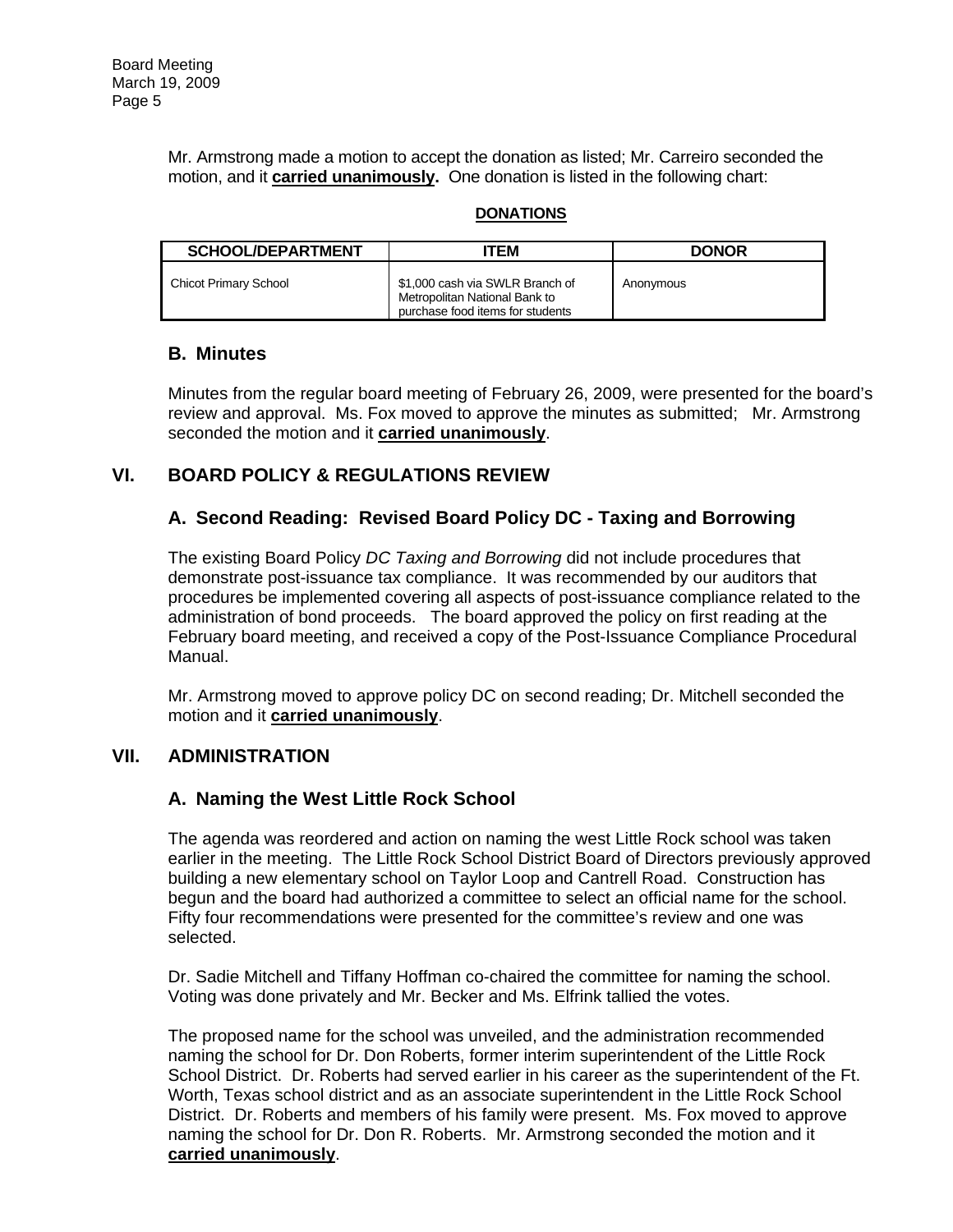Mr. Armstrong made a motion to accept the donation as listed; Mr. Carreiro seconded the motion, and it **carried unanimously.** One donation is listed in the following chart:

**DONATIONS**

| SCHOOL/DEPARTMENT | ITEM | DONOR |
|---|---|---|
| Chicot Primary School | $1,000 cash via SWLR Branch of Metropolitan National Bank to purchase food items for students | Anonymous |

### B. Minutes

Minutes from the regular board meeting of February 26, 2009, were presented for the board's review and approval. Ms. Fox moved to approve the minutes as submitted; Mr. Armstrong seconded the motion and it **carried unanimously**.

## VI. BOARD POLICY & REGULATIONS REVIEW

### A. Second Reading: Revised Board Policy DC - Taxing and Borrowing

The existing Board Policy *DC Taxing and Borrowing* did not include procedures that demonstrate post-issuance tax compliance. It was recommended by our auditors that procedures be implemented covering all aspects of post-issuance compliance related to the administration of bond proceeds. The board approved the policy on first reading at the February board meeting, and received a copy of the Post-Issuance Compliance Procedural Manual.

Mr. Armstrong moved to approve policy DC on second reading; Dr. Mitchell seconded the motion and it **carried unanimously**.

## VII. ADMINISTRATION

### A. Naming the West Little Rock School

The agenda was reordered and action on naming the west Little Rock school was taken earlier in the meeting. The Little Rock School District Board of Directors previously approved building a new elementary school on Taylor Loop and Cantrell Road. Construction has begun and the board had authorized a committee to select an official name for the school. Fifty four recommendations were presented for the committee's review and one was selected.

Dr. Sadie Mitchell and Tiffany Hoffman co-chaired the committee for naming the school. Voting was done privately and Mr. Becker and Ms. Elfrink tallied the votes.

The proposed name for the school was unveiled, and the administration recommended naming the school for Dr. Don Roberts, former interim superintendent of the Little Rock School District. Dr. Roberts had served earlier in his career as the superintendent of the Ft. Worth, Texas school district and as an associate superintendent in the Little Rock School District. Dr. Roberts and members of his family were present. Ms. Fox moved to approve naming the school for Dr. Don R. Roberts. Mr. Armstrong seconded the motion and it **carried unanimously**.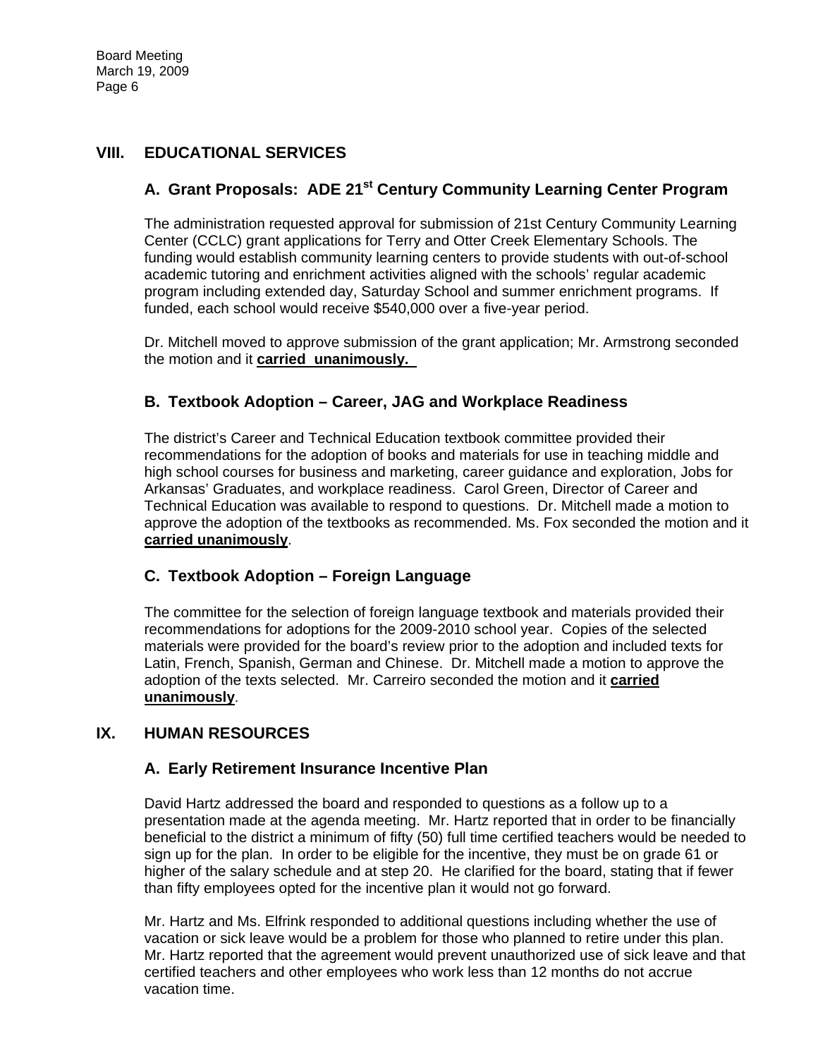## VIII. EDUCATIONAL SERVICES

### A. Grant Proposals: ADE 21st Century Community Learning Center Program

The administration requested approval for submission of 21st Century Community Learning Center (CCLC) grant applications for Terry and Otter Creek Elementary Schools. The funding would establish community learning centers to provide students with out-of-school academic tutoring and enrichment activities aligned with the schools' regular academic program including extended day, Saturday School and summer enrichment programs. If funded, each school would receive $540,000 over a five-year period.

Dr. Mitchell moved to approve submission of the grant application; Mr. Armstrong seconded the motion and it **carried unanimously.**

### B. Textbook Adoption – Career, JAG and Workplace Readiness

The district's Career and Technical Education textbook committee provided their recommendations for the adoption of books and materials for use in teaching middle and high school courses for business and marketing, career guidance and exploration, Jobs for Arkansas' Graduates, and workplace readiness. Carol Green, Director of Career and Technical Education was available to respond to questions. Dr. Mitchell made a motion to approve the adoption of the textbooks as recommended. Ms. Fox seconded the motion and it **carried unanimously**.

### C. Textbook Adoption – Foreign Language

The committee for the selection of foreign language textbook and materials provided their recommendations for adoptions for the 2009-2010 school year. Copies of the selected materials were provided for the board's review prior to the adoption and included texts for Latin, French, Spanish, German and Chinese. Dr. Mitchell made a motion to approve the adoption of the texts selected. Mr. Carreiro seconded the motion and it **carried unanimously**.

## IX. HUMAN RESOURCES

### A. Early Retirement Insurance Incentive Plan

David Hartz addressed the board and responded to questions as a follow up to a presentation made at the agenda meeting. Mr. Hartz reported that in order to be financially beneficial to the district a minimum of fifty (50) full time certified teachers would be needed to sign up for the plan. In order to be eligible for the incentive, they must be on grade 61 or higher of the salary schedule and at step 20. He clarified for the board, stating that if fewer than fifty employees opted for the incentive plan it would not go forward.

Mr. Hartz and Ms. Elfrink responded to additional questions including whether the use of vacation or sick leave would be a problem for those who planned to retire under this plan. Mr. Hartz reported that the agreement would prevent unauthorized use of sick leave and that certified teachers and other employees who work less than 12 months do not accrue vacation time.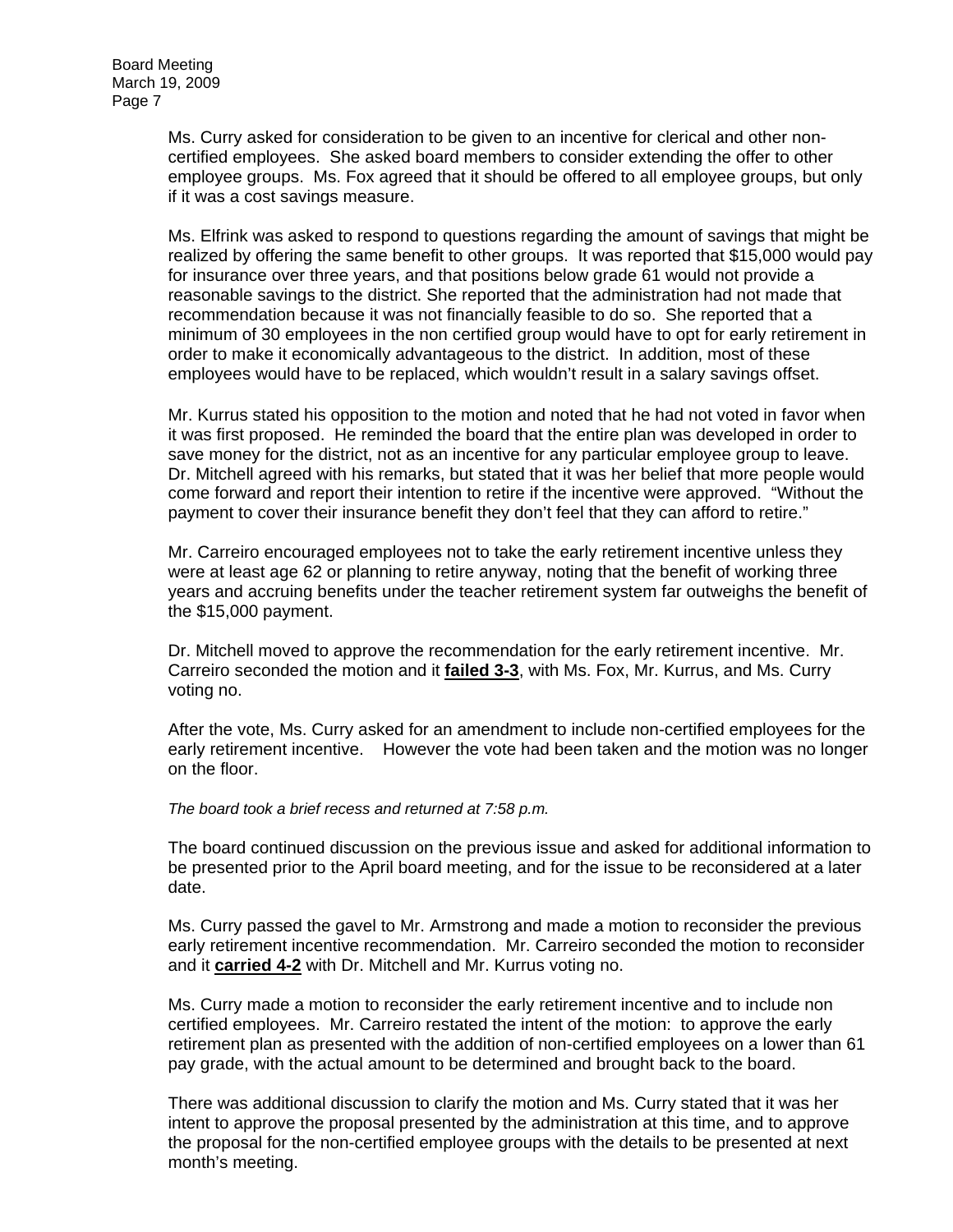Ms. Curry asked for consideration to be given to an incentive for clerical and other non-certified employees. She asked board members to consider extending the offer to other employee groups. Ms. Fox agreed that it should be offered to all employee groups, but only if it was a cost savings measure.

Ms. Elfrink was asked to respond to questions regarding the amount of savings that might be realized by offering the same benefit to other groups. It was reported that $15,000 would pay for insurance over three years, and that positions below grade 61 would not provide a reasonable savings to the district. She reported that the administration had not made that recommendation because it was not financially feasible to do so. She reported that a minimum of 30 employees in the non certified group would have to opt for early retirement in order to make it economically advantageous to the district. In addition, most of these employees would have to be replaced, which wouldn't result in a salary savings offset.

Mr. Kurrus stated his opposition to the motion and noted that he had not voted in favor when it was first proposed. He reminded the board that the entire plan was developed in order to save money for the district, not as an incentive for any particular employee group to leave. Dr. Mitchell agreed with his remarks, but stated that it was her belief that more people would come forward and report their intention to retire if the incentive were approved. "Without the payment to cover their insurance benefit they don't feel that they can afford to retire."

Mr. Carreiro encouraged employees not to take the early retirement incentive unless they were at least age 62 or planning to retire anyway, noting that the benefit of working three years and accruing benefits under the teacher retirement system far outweighs the benefit of the $15,000 payment.

Dr. Mitchell moved to approve the recommendation for the early retirement incentive. Mr. Carreiro seconded the motion and it **failed 3-3**, with Ms. Fox, Mr. Kurrus, and Ms. Curry voting no.

After the vote, Ms. Curry asked for an amendment to include non-certified employees for the early retirement incentive. However the vote had been taken and the motion was no longer on the floor.

*The board took a brief recess and returned at 7:58 p.m.*

The board continued discussion on the previous issue and asked for additional information to be presented prior to the April board meeting, and for the issue to be reconsidered at a later date.

Ms. Curry passed the gavel to Mr. Armstrong and made a motion to reconsider the previous early retirement incentive recommendation. Mr. Carreiro seconded the motion to reconsider and it **carried 4-2** with Dr. Mitchell and Mr. Kurrus voting no.

Ms. Curry made a motion to reconsider the early retirement incentive and to include non certified employees. Mr. Carreiro restated the intent of the motion: to approve the early retirement plan as presented with the addition of non-certified employees on a lower than 61 pay grade, with the actual amount to be determined and brought back to the board.

There was additional discussion to clarify the motion and Ms. Curry stated that it was her intent to approve the proposal presented by the administration at this time, and to approve the proposal for the non-certified employee groups with the details to be presented at next month's meeting.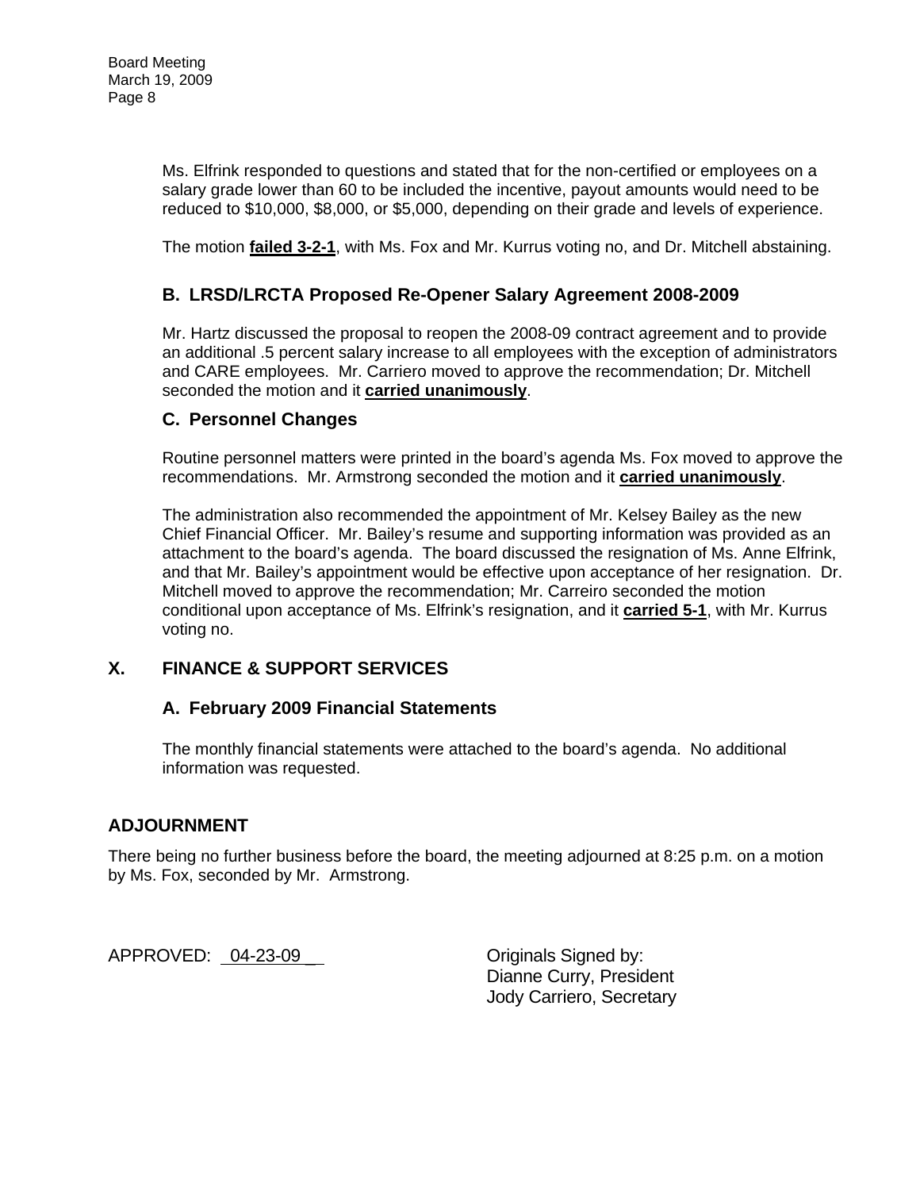Ms. Elfrink responded to questions and stated that for the non-certified or employees on a salary grade lower than 60 to be included the incentive, payout amounts would need to be reduced to $10,000, $8,000, or $5,000, depending on their grade and levels of experience.

The motion **failed 3-2-1**, with Ms. Fox and Mr. Kurrus voting no, and Dr. Mitchell abstaining.

### B. LRSD/LRCTA Proposed Re-Opener Salary Agreement 2008-2009

Mr. Hartz discussed the proposal to reopen the 2008-09 contract agreement and to provide an additional .5 percent salary increase to all employees with the exception of administrators and CARE employees. Mr. Carriero moved to approve the recommendation; Dr. Mitchell seconded the motion and it **carried unanimously**.

### C. Personnel Changes

Routine personnel matters were printed in the board's agenda Ms. Fox moved to approve the recommendations. Mr. Armstrong seconded the motion and it **carried unanimously**.

The administration also recommended the appointment of Mr. Kelsey Bailey as the new Chief Financial Officer. Mr. Bailey's resume and supporting information was provided as an attachment to the board's agenda. The board discussed the resignation of Ms. Anne Elfrink, and that Mr. Bailey's appointment would be effective upon acceptance of her resignation. Dr. Mitchell moved to approve the recommendation; Mr. Carreiro seconded the motion conditional upon acceptance of Ms. Elfrink's resignation, and it **carried 5-1**, with Mr. Kurrus voting no.

## X. FINANCE & SUPPORT SERVICES

### A. February 2009 Financial Statements

The monthly financial statements were attached to the board's agenda. No additional information was requested.

## ADJOURNMENT

There being no further business before the board, the meeting adjourned at 8:25 p.m. on a motion by Ms. Fox, seconded by Mr. Armstrong.

APPROVED: 04-23-09

Originals Signed by:
Dianne Curry, President
Jody Carriero, Secretary